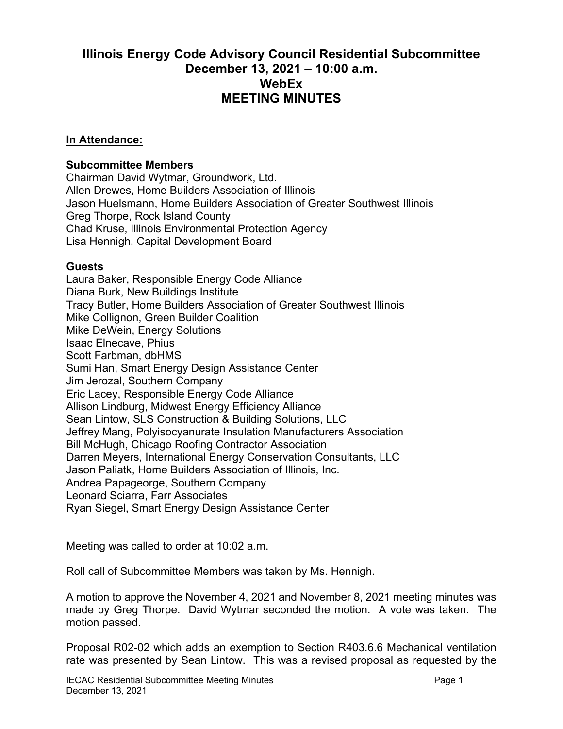# Illinois Energy Code Advisory Council Residential Subcommittee
# December 13, 2021 – 10:00 a.m.
# WebEx
# MEETING MINUTES

**In Attendance:**

**Subcommittee Members**
Chairman David Wytmar, Groundwork, Ltd.
Allen Drewes, Home Builders Association of Illinois
Jason Huelsmann, Home Builders Association of Greater Southwest Illinois
Greg Thorpe, Rock Island County
Chad Kruse, Illinois Environmental Protection Agency
Lisa Hennigh, Capital Development Board

**Guests**
Laura Baker, Responsible Energy Code Alliance
Diana Burk, New Buildings Institute
Tracy Butler, Home Builders Association of Greater Southwest Illinois
Mike Collignon, Green Builder Coalition
Mike DeWein, Energy Solutions
Isaac Elnecave, Phius
Scott Farbman, dbHMS
Sumi Han, Smart Energy Design Assistance Center
Jim Jerozal, Southern Company
Eric Lacey, Responsible Energy Code Alliance
Allison Lindburg, Midwest Energy Efficiency Alliance
Sean Lintow, SLS Construction & Building Solutions, LLC
Jeffrey Mang, Polyisocyanurate Insulation Manufacturers Association
Bill McHugh, Chicago Roofing Contractor Association
Darren Meyers, International Energy Conservation Consultants, LLC
Jason Paliatk, Home Builders Association of Illinois, Inc.
Andrea Papageorge, Southern Company
Leonard Sciarra, Farr Associates
Ryan Siegel, Smart Energy Design Assistance Center

Meeting was called to order at 10:02 a.m.

Roll call of Subcommittee Members was taken by Ms. Hennigh.

A motion to approve the November 4, 2021 and November 8, 2021 meeting minutes was made by Greg Thorpe. David Wytmar seconded the motion. A vote was taken. The motion passed.

Proposal R02-02 which adds an exemption to Section R403.6.6 Mechanical ventilation rate was presented by Sean Lintow. This was a revised proposal as requested by the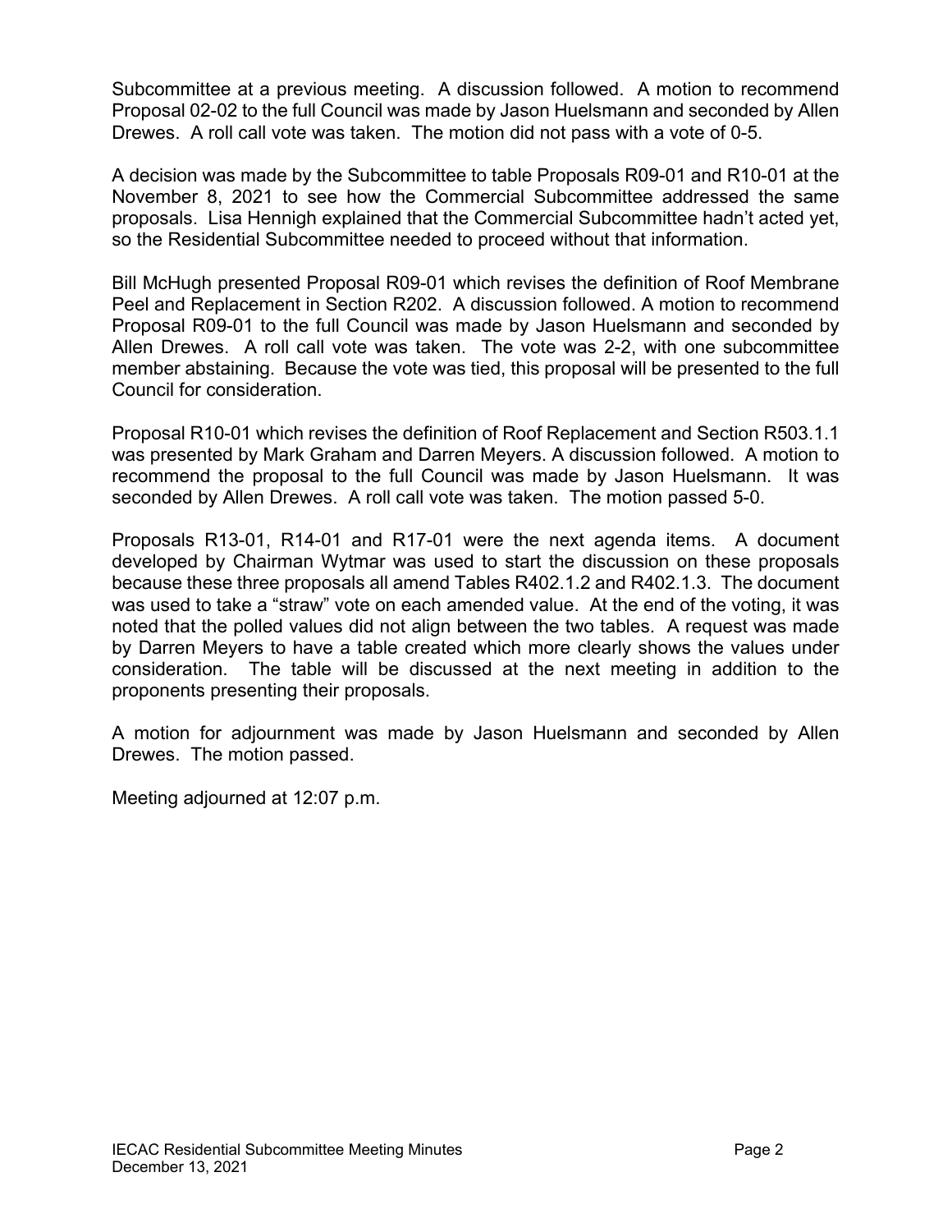Subcommittee at a previous meeting. A discussion followed. A motion to recommend Proposal 02-02 to the full Council was made by Jason Huelsmann and seconded by Allen Drewes. A roll call vote was taken. The motion did not pass with a vote of 0-5.

A decision was made by the Subcommittee to table Proposals R09-01 and R10-01 at the November 8, 2021 to see how the Commercial Subcommittee addressed the same proposals. Lisa Hennigh explained that the Commercial Subcommittee hadn't acted yet, so the Residential Subcommittee needed to proceed without that information.

Bill McHugh presented Proposal R09-01 which revises the definition of Roof Membrane Peel and Replacement in Section R202. A discussion followed. A motion to recommend Proposal R09-01 to the full Council was made by Jason Huelsmann and seconded by Allen Drewes. A roll call vote was taken. The vote was 2-2, with one subcommittee member abstaining. Because the vote was tied, this proposal will be presented to the full Council for consideration.

Proposal R10-01 which revises the definition of Roof Replacement and Section R503.1.1 was presented by Mark Graham and Darren Meyers. A discussion followed. A motion to recommend the proposal to the full Council was made by Jason Huelsmann. It was seconded by Allen Drewes. A roll call vote was taken. The motion passed 5-0.

Proposals R13-01, R14-01 and R17-01 were the next agenda items. A document developed by Chairman Wytmar was used to start the discussion on these proposals because these three proposals all amend Tables R402.1.2 and R402.1.3. The document was used to take a "straw" vote on each amended value. At the end of the voting, it was noted that the polled values did not align between the two tables. A request was made by Darren Meyers to have a table created which more clearly shows the values under consideration. The table will be discussed at the next meeting in addition to the proponents presenting their proposals.

A motion for adjournment was made by Jason Huelsmann and seconded by Allen Drewes. The motion passed.

Meeting adjourned at 12:07 p.m.